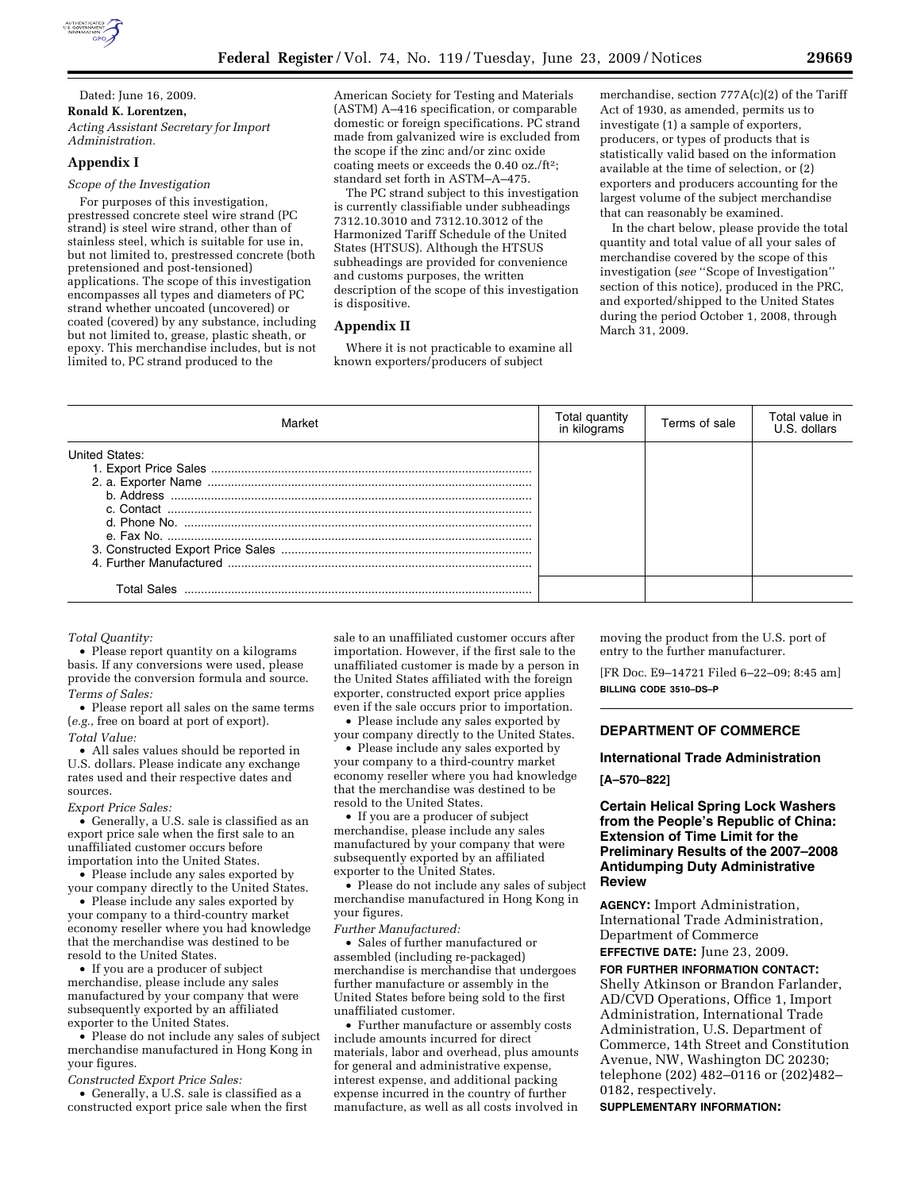Dated: June 16, 2009.

**Ronald K. Lorentzen,**

*Acting Assistant Secretary for Import Administration.*

## Appendix I

*Scope of the Investigation*

For purposes of this investigation, prestressed concrete steel wire strand (PC strand) is steel wire strand, other than of stainless steel, which is suitable for use in, but not limited to, prestressed concrete (both pretensioned and post-tensioned) applications. The scope of this investigation encompasses all types and diameters of PC strand whether uncoated (uncovered) or coated (covered) by any substance, including but not limited to, grease, plastic sheath, or epoxy. This merchandise includes, but is not limited to, PC strand produced to the American Society for Testing and Materials (ASTM) A–416 specification, or comparable domestic or foreign specifications. PC strand made from galvanized wire is excluded from the scope if the zinc and/or zinc oxide coating meets or exceeds the 0.40 oz./ft$^2$; standard set forth in ASTM–A–475.

The PC strand subject to this investigation is currently classifiable under subheadings 7312.10.3010 and 7312.10.3012 of the Harmonized Tariff Schedule of the United States (HTSUS). Although the HTSUS subheadings are provided for convenience and customs purposes, the written description of the scope of this investigation is dispositive.

## Appendix II

Where it is not practicable to examine all known exporters/producers of subject merchandise, section 777A(c)(2) of the Tariff Act of 1930, as amended, permits us to investigate (1) a sample of exporters, producers, or types of products that is statistically valid based on the information available at the time of selection, or (2) exporters and producers accounting for the largest volume of the subject merchandise that can reasonably be examined.

In the chart below, please provide the total quantity and total value of all your sales of merchandise covered by the scope of this investigation (*see* ''Scope of Investigation'' section of this notice), produced in the PRC, and exported/shipped to the United States during the period October 1, 2008, through March 31, 2009.

| Market | Total quantity in kilograms | Terms of sale | Total value in U.S. dollars |
|---|---|---|---|
| United States: | | | |
| 1. Export Price Sales | | | |
| 2. a. Exporter Name | | | |
| b. Address | | | |
| c. Contact | | | |
| d. Phone No. | | | |
| e. Fax No. | | | |
| 3. Constructed Export Price Sales | | | |
| 4. Further Manufactured | | | |
| Total Sales | | | |

*Total Quantity:*

- Please report quantity on a kilograms basis. If any conversions were used, please provide the conversion formula and source.

*Terms of Sales:*

- Please report all sales on the same terms (*e.g.*, free on board at port of export).

*Total Value:*

- All sales values should be reported in U.S. dollars. Please indicate any exchange rates used and their respective dates and sources.

*Export Price Sales:*

- Generally, a U.S. sale is classified as an export price sale when the first sale to an unaffiliated customer occurs before importation into the United States.
- Please include any sales exported by your company directly to the United States.
- Please include any sales exported by your company to a third-country market economy reseller where you had knowledge that the merchandise was destined to be resold to the United States.
- If you are a producer of subject merchandise, please include any sales manufactured by your company that were subsequently exported by an affiliated exporter to the United States.
- Please do not include any sales of subject merchandise manufactured in Hong Kong in your figures.

*Constructed Export Price Sales:*

- Generally, a U.S. sale is classified as a constructed export price sale when the first sale to an unaffiliated customer occurs after importation. However, if the first sale to the unaffiliated customer is made by a person in the United States affiliated with the foreign exporter, constructed export price applies even if the sale occurs prior to importation.
- Please include any sales exported by your company directly to the United States.
- Please include any sales exported by your company to a third-country market economy reseller where you had knowledge that the merchandise was destined to be resold to the United States.
- If you are a producer of subject merchandise, please include any sales manufactured by your company that were subsequently exported by an affiliated exporter to the United States.
- Please do not include any sales of subject merchandise manufactured in Hong Kong in your figures.

*Further Manufactured:*

- Sales of further manufactured or assembled (including re-packaged) merchandise is merchandise that undergoes further manufacture or assembly in the United States before being sold to the first unaffiliated customer.
- Further manufacture or assembly costs include amounts incurred for direct materials, labor and overhead, plus amounts for general and administrative expense, interest expense, and additional packing expense incurred in the country of further manufacture, as well as all costs involved in moving the product from the U.S. port of entry to the further manufacturer.

[FR Doc. E9–14721 Filed 6–22–09; 8:45 am]

**BILLING CODE 3510–DS–P**

---

## DEPARTMENT OF COMMERCE

### International Trade Administration

**[A–570–822]**

### Certain Helical Spring Lock Washers from the People's Republic of China: Extension of Time Limit for the Preliminary Results of the 2007–2008 Antidumping Duty Administrative Review

**AGENCY:** Import Administration, International Trade Administration, Department of Commerce

**EFFECTIVE DATE:** June 23, 2009.

**FOR FURTHER INFORMATION CONTACT:** Shelly Atkinson or Brandon Farlander, AD/CVD Operations, Office 1, Import Administration, International Trade Administration, U.S. Department of Commerce, 14th Street and Constitution Avenue, NW, Washington DC 20230; telephone (202) 482–0116 or (202)482–0182, respectively.

**SUPPLEMENTARY INFORMATION:**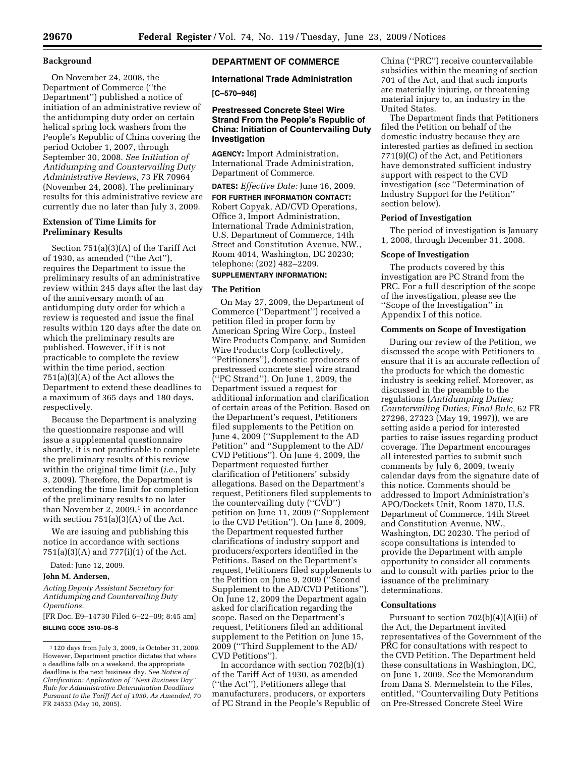## Background

On November 24, 2008, the Department of Commerce (''the Department'') published a notice of initiation of an administrative review of the antidumping duty order on certain helical spring lock washers from the People's Republic of China covering the period October 1, 2007, through September 30, 2008. *See Initiation of Antidumping and Countervailing Duty Administrative Reviews*, 73 FR 70964 (November 24, 2008). The preliminary results for this administrative review are currently due no later than July 3, 2009.

## Extension of Time Limits for Preliminary Results

Section 751(a)(3)(A) of the Tariff Act of 1930, as amended (''the Act''), requires the Department to issue the preliminary results of an administrative review within 245 days after the last day of the anniversary month of an antidumping duty order for which a review is requested and issue the final results within 120 days after the date on which the preliminary results are published. However, if it is not practicable to complete the review within the time period, section 751(a)(3)(A) of the Act allows the Department to extend these deadlines to a maximum of 365 days and 180 days, respectively.

Because the Department is analyzing the questionnaire response and will issue a supplemental questionnaire shortly, it is not practicable to complete the preliminary results of this review within the original time limit (*i.e.*, July 3, 2009). Therefore, the Department is extending the time limit for completion of the preliminary results to no later than November 2, 2009,[1] in accordance with section 751(a)(3)(A) of the Act.

We are issuing and publishing this notice in accordance with sections 751(a)(3)(A) and 777(i)(1) of the Act.

Dated: June 12, 2009.

**John M. Andersen,**

*Acting Deputy Assistant Secretary for Antidumping and Countervailing Duty Operations.*

[FR Doc. E9–14730 Filed 6–22–09; 8:45 am]

**BILLING CODE 3510–DS–S**

[1] 120 days from July 3, 2009, is October 31, 2009. However, Department practice dictates that where a deadline falls on a weekend, the appropriate deadline is the next business day. *See Notice of Clarification: Application of ''Next Business Day'' Rule for Administrative Determination Deadlines Pursuant to the Tariff Act of 1930, As Amended*, 70 FR 24533 (May 10, 2005).

# DEPARTMENT OF COMMERCE

## International Trade Administration

**[C–570–946]**

## Prestressed Concrete Steel Wire Strand From the People's Republic of China: Initiation of Countervailing Duty Investigation

**AGENCY:** Import Administration, International Trade Administration, Department of Commerce.

**DATES:** *Effective Date:* June 16, 2009.

**FOR FURTHER INFORMATION CONTACT:** Robert Copyak, AD/CVD Operations, Office 3, Import Administration, International Trade Administration, U.S. Department of Commerce, 14th Street and Constitution Avenue, NW., Room 4014, Washington, DC 20230; telephone: (202) 482–2209.

**SUPPLEMENTARY INFORMATION:**

## The Petition

On May 27, 2009, the Department of Commerce (''Department'') received a petition filed in proper form by American Spring Wire Corp., Insteel Wire Products Company, and Sumiden Wire Products Corp (collectively, ''Petitioners''), domestic producers of prestressed concrete steel wire strand (''PC Strand''). On June 1, 2009, the Department issued a request for additional information and clarification of certain areas of the Petition. Based on the Department's request, Petitioners filed supplements to the Petition on June 4, 2009 (''Supplement to the AD Petition'' and ''Supplement to the AD/CVD Petitions''). On June 4, 2009, the Department requested further clarification of Petitioners' subsidy allegations. Based on the Department's request, Petitioners filed supplements to the countervailing duty (''CVD'') petition on June 11, 2009 (''Supplement to the CVD Petition''). On June 8, 2009, the Department requested further clarifications of industry support and producers/exporters identified in the Petitions. Based on the Department's request, Petitioners filed supplements to the Petition on June 9, 2009 (''Second Supplement to the AD/CVD Petitions''). On June 12, 2009 the Department again asked for clarification regarding the scope. Based on the Department's request, Petitioners filed an additional supplement to the Petition on June 15, 2009 (''Third Supplement to the AD/CVD Petitions'').

In accordance with section 702(b)(1) of the Tariff Act of 1930, as amended (''the Act''), Petitioners allege that manufacturers, producers, or exporters of PC Strand in the People's Republic of China (''PRC'') receive countervailable subsidies within the meaning of section 701 of the Act, and that such imports are materially injuring, or threatening material injury to, an industry in the United States.

The Department finds that Petitioners filed the Petition on behalf of the domestic industry because they are interested parties as defined in section 771(9)(C) of the Act, and Petitioners have demonstrated sufficient industry support with respect to the CVD investigation (*see* ''Determination of Industry Support for the Petition'' section below).

## Period of Investigation

The period of investigation is January 1, 2008, through December 31, 2008.

## Scope of Investigation

The products covered by this investigation are PC Strand from the PRC. For a full description of the scope of the investigation, please see the ''Scope of the Investigation'' in Appendix I of this notice.

## Comments on Scope of Investigation

During our review of the Petition, we discussed the scope with Petitioners to ensure that it is an accurate reflection of the products for which the domestic industry is seeking relief. Moreover, as discussed in the preamble to the regulations (*Antidumping Duties; Countervailing Duties; Final Rule,* 62 FR 27296, 27323 (May 19, 1997)), we are setting aside a period for interested parties to raise issues regarding product coverage. The Department encourages all interested parties to submit such comments by July 6, 2009, twenty calendar days from the signature date of this notice. Comments should be addressed to Import Administration's APO/Dockets Unit, Room 1870, U.S. Department of Commerce, 14th Street and Constitution Avenue, NW., Washington, DC 20230. The period of scope consultations is intended to provide the Department with ample opportunity to consider all comments and to consult with parties prior to the issuance of the preliminary determinations.

## Consultations

Pursuant to section 702(b)(4)(A)(ii) of the Act, the Department invited representatives of the Government of the PRC for consultations with respect to the CVD Petition. The Department held these consultations in Washington, DC, on June 1, 2009. *See* the Memorandum from Dana S. Mermelstein to the Files, entitled, ''Countervailing Duty Petitions on Pre-Stressed Concrete Steel Wire